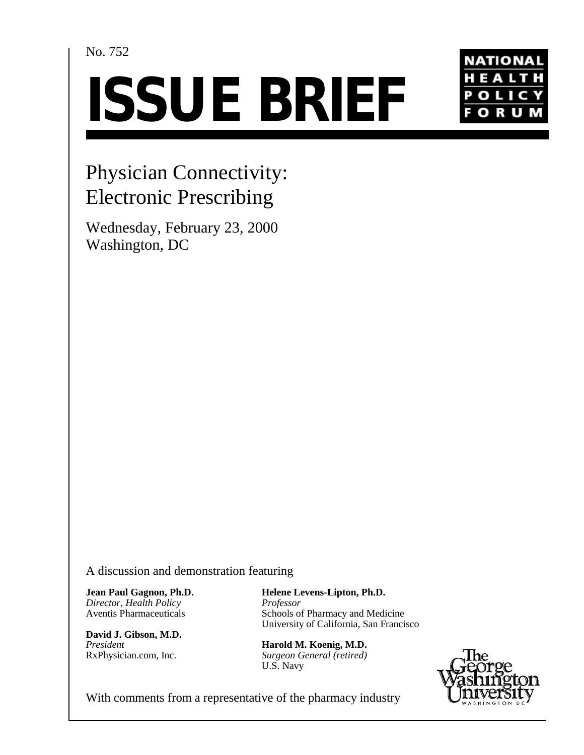No. 752

# ISSUE BRIEF

NATIONAL HEALTH POLICY FORUM

## Physician Connectivity: Electronic Prescribing

Wednesday, February 23, 2000
Washington, DC

A discussion and demonstration featuring

**Jean Paul Gagnon, Ph.D.**
*Director, Health Policy*
Aventis Pharmaceuticals

**David J. Gibson, M.D.**
*President*
RxPhysician.com, Inc.

**Helene Levens-Lipton, Ph.D.**
*Professor*
Schools of Pharmacy and Medicine
University of California, San Francisco

**Harold M. Koenig, M.D.**
*Surgeon General (retired)*
U.S. Navy

With comments from a representative of the pharmacy industry

The George Washington University
WASHINGTON DC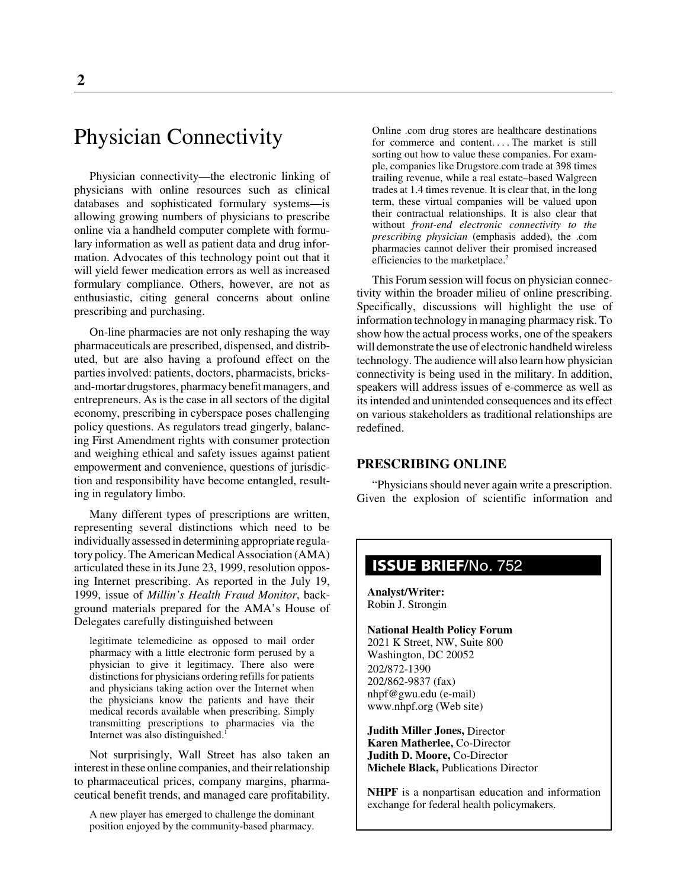# Physician Connectivity

Physician connectivity—the electronic linking of physicians with online resources such as clinical databases and sophisticated formulary systems—is allowing growing numbers of physicians to prescribe online via a handheld computer complete with formulary information as well as patient data and drug information. Advocates of this technology point out that it will yield fewer medication errors as well as increased formulary compliance. Others, however, are not as enthusiastic, citing general concerns about online prescribing and purchasing.

On-line pharmacies are not only reshaping the way pharmaceuticals are prescribed, dispensed, and distributed, but are also having a profound effect on the parties involved: patients, doctors, pharmacists, bricks-and-mortar drugstores, pharmacy benefit managers, and entrepreneurs. As is the case in all sectors of the digital economy, prescribing in cyberspace poses challenging policy questions. As regulators tread gingerly, balancing First Amendment rights with consumer protection and weighing ethical and safety issues against patient empowerment and convenience, questions of jurisdiction and responsibility have become entangled, resulting in regulatory limbo.

Many different types of prescriptions are written, representing several distinctions which need to be individually assessed in determining appropriate regulatory policy. The American Medical Association (AMA) articulated these in its June 23, 1999, resolution opposing Internet prescribing. As reported in the July 19, 1999, issue of *Millin's Health Fraud Monitor*, background materials prepared for the AMA's House of Delegates carefully distinguished between

> legitimate telemedicine as opposed to mail order pharmacy with a little electronic form perused by a physician to give it legitimacy. There also were distinctions for physicians ordering refills for patients and physicians taking action over the Internet when the physicians know the patients and have their medical records available when prescribing. Simply transmitting prescriptions to pharmacies via the Internet was also distinguished.[1]

Not surprisingly, Wall Street has also taken an interest in these online companies, and their relationship to pharmaceutical prices, company margins, pharmaceutical benefit trends, and managed care profitability.

> A new player has emerged to challenge the dominant position enjoyed by the community-based pharmacy. Online .com drug stores are healthcare destinations for commerce and content. . . . The market is still sorting out how to value these companies. For example, companies like Drugstore.com trade at 398 times trailing revenue, while a real estate–based Walgreen trades at 1.4 times revenue. It is clear that, in the long term, these virtual companies will be valued upon their contractual relationships. It is also clear that without *front-end electronic connectivity to the prescribing physician* (emphasis added), the .com pharmacies cannot deliver their promised increased efficiencies to the marketplace.[2]

This Forum session will focus on physician connectivity within the broader milieu of online prescribing. Specifically, discussions will highlight the use of information technology in managing pharmacy risk. To show how the actual process works, one of the speakers will demonstrate the use of electronic handheld wireless technology. The audience will also learn how physician connectivity is being used in the military. In addition, speakers will address issues of e-commerce as well as its intended and unintended consequences and its effect on various stakeholders as traditional relationships are redefined.

## PRESCRIBING ONLINE

"Physicians should never again write a prescription. Given the explosion of scientific information and

**ISSUE BRIEF/No. 752**

**Analyst/Writer:**
Robin J. Strongin

**National Health Policy Forum**
2021 K Street, NW, Suite 800
Washington, DC 20052
202/872-1390
202/862-9837 (fax)
nhpf@gwu.edu (e-mail)
www.nhpf.org (Web site)

**Judith Miller Jones,** Director
**Karen Matherlee,** Co-Director
**Judith D. Moore,** Co-Director
**Michele Black,** Publications Director

**NHPF** is a nonpartisan education and information exchange for federal health policymakers.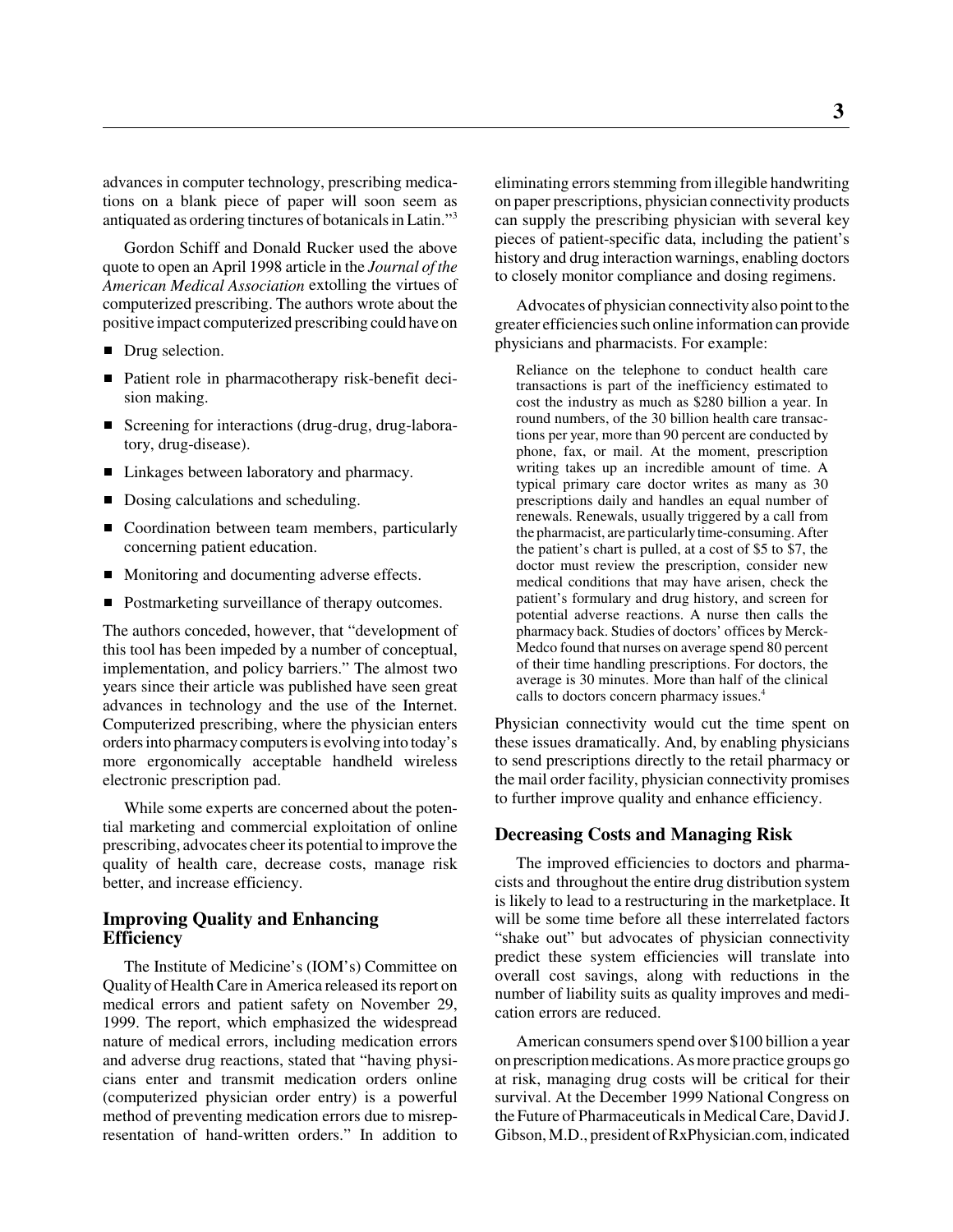advances in computer technology, prescribing medications on a blank piece of paper will soon seem as antiquated as ordering tinctures of botanicals in Latin."[3]

Gordon Schiff and Donald Rucker used the above quote to open an April 1998 article in the *Journal of the American Medical Association* extolling the virtues of computerized prescribing. The authors wrote about the positive impact computerized prescribing could have on

- Drug selection.
- Patient role in pharmacotherapy risk-benefit decision making.
- Screening for interactions (drug-drug, drug-laboratory, drug-disease).
- Linkages between laboratory and pharmacy.
- Dosing calculations and scheduling.
- Coordination between team members, particularly concerning patient education.
- Monitoring and documenting adverse effects.
- Postmarketing surveillance of therapy outcomes.

The authors conceded, however, that "development of this tool has been impeded by a number of conceptual, implementation, and policy barriers." The almost two years since their article was published have seen great advances in technology and the use of the Internet. Computerized prescribing, where the physician enters orders into pharmacy computers is evolving into today's more ergonomically acceptable handheld wireless electronic prescription pad.

While some experts are concerned about the potential marketing and commercial exploitation of online prescribing, advocates cheer its potential to improve the quality of health care, decrease costs, manage risk better, and increase efficiency.

## Improving Quality and Enhancing Efficiency

The Institute of Medicine's (IOM's) Committee on Quality of Health Care in America released its report on medical errors and patient safety on November 29, 1999. The report, which emphasized the widespread nature of medical errors, including medication errors and adverse drug reactions, stated that "having physicians enter and transmit medication orders online (computerized physician order entry) is a powerful method of preventing medication errors due to misrepresentation of hand-written orders." In addition to eliminating errors stemming from illegible handwriting on paper prescriptions, physician connectivity products can supply the prescribing physician with several key pieces of patient-specific data, including the patient's history and drug interaction warnings, enabling doctors to closely monitor compliance and dosing regimens.

Advocates of physician connectivity also point to the greater efficiencies such online information can provide physicians and pharmacists. For example:

> Reliance on the telephone to conduct health care transactions is part of the inefficiency estimated to cost the industry as much as $280 billion a year. In round numbers, of the 30 billion health care transactions per year, more than 90 percent are conducted by phone, fax, or mail. At the moment, prescription writing takes up an incredible amount of time. A typical primary care doctor writes as many as 30 prescriptions daily and handles an equal number of renewals. Renewals, usually triggered by a call from the pharmacist, are particularly time-consuming. After the patient's chart is pulled, at a cost of $5 to $7, the doctor must review the prescription, consider new medical conditions that may have arisen, check the patient's formulary and drug history, and screen for potential adverse reactions. A nurse then calls the pharmacy back. Studies of doctors' offices by Merck-Medco found that nurses on average spend 80 percent of their time handling prescriptions. For doctors, the average is 30 minutes. More than half of the clinical calls to doctors concern pharmacy issues.[4]

Physician connectivity would cut the time spent on these issues dramatically. And, by enabling physicians to send prescriptions directly to the retail pharmacy or the mail order facility, physician connectivity promises to further improve quality and enhance efficiency.

## Decreasing Costs and Managing Risk

The improved efficiencies to doctors and pharmacists and throughout the entire drug distribution system is likely to lead to a restructuring in the marketplace. It will be some time before all these interrelated factors "shake out" but advocates of physician connectivity predict these system efficiencies will translate into overall cost savings, along with reductions in the number of liability suits as quality improves and medication errors are reduced.

American consumers spend over $100 billion a year on prescription medications. As more practice groups go at risk, managing drug costs will be critical for their survival. At the December 1999 National Congress on the Future of Pharmaceuticals in Medical Care, David J. Gibson, M.D., president of RxPhysician.com, indicated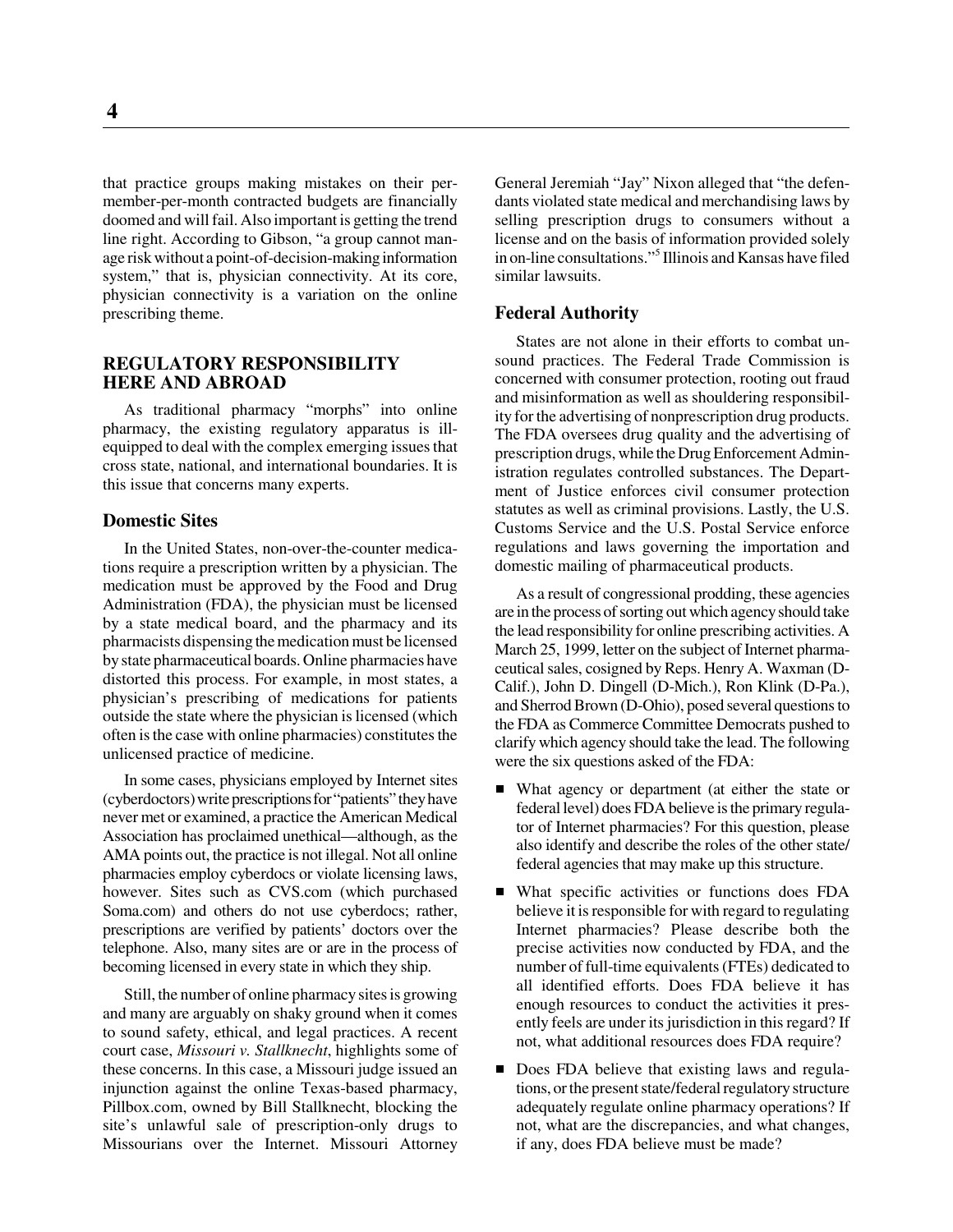that practice groups making mistakes on their per-member-per-month contracted budgets are financially doomed and will fail. Also important is getting the trend line right. According to Gibson, "a group cannot manage risk without a point-of-decision-making information system," that is, physician connectivity. At its core, physician connectivity is a variation on the online prescribing theme.

## REGULATORY RESPONSIBILITY HERE AND ABROAD

As traditional pharmacy "morphs" into online pharmacy, the existing regulatory apparatus is ill-equipped to deal with the complex emerging issues that cross state, national, and international boundaries. It is this issue that concerns many experts.

### Domestic Sites

In the United States, non-over-the-counter medications require a prescription written by a physician. The medication must be approved by the Food and Drug Administration (FDA), the physician must be licensed by a state medical board, and the pharmacy and its pharmacists dispensing the medication must be licensed by state pharmaceutical boards. Online pharmacies have distorted this process. For example, in most states, a physician's prescribing of medications for patients outside the state where the physician is licensed (which often is the case with online pharmacies) constitutes the unlicensed practice of medicine.

In some cases, physicians employed by Internet sites (cyberdoctors) write prescriptions for "patients" they have never met or examined, a practice the American Medical Association has proclaimed unethical—although, as the AMA points out, the practice is not illegal. Not all online pharmacies employ cyberdocs or violate licensing laws, however. Sites such as CVS.com (which purchased Soma.com) and others do not use cyberdocs; rather, prescriptions are verified by patients' doctors over the telephone. Also, many sites are or are in the process of becoming licensed in every state in which they ship.

Still, the number of online pharmacy sites is growing and many are arguably on shaky ground when it comes to sound safety, ethical, and legal practices. A recent court case, *Missouri v. Stallknecht*, highlights some of these concerns. In this case, a Missouri judge issued an injunction against the online Texas-based pharmacy, Pillbox.com, owned by Bill Stallknecht, blocking the site's unlawful sale of prescription-only drugs to Missourians over the Internet. Missouri Attorney General Jeremiah "Jay" Nixon alleged that "the defendants violated state medical and merchandising laws by selling prescription drugs to consumers without a license and on the basis of information provided solely in on-line consultations."[5] Illinois and Kansas have filed similar lawsuits.

### Federal Authority

States are not alone in their efforts to combat unsound practices. The Federal Trade Commission is concerned with consumer protection, rooting out fraud and misinformation as well as shouldering responsibility for the advertising of nonprescription drug products. The FDA oversees drug quality and the advertising of prescription drugs, while the Drug Enforcement Administration regulates controlled substances. The Department of Justice enforces civil consumer protection statutes as well as criminal provisions. Lastly, the U.S. Customs Service and the U.S. Postal Service enforce regulations and laws governing the importation and domestic mailing of pharmaceutical products.

As a result of congressional prodding, these agencies are in the process of sorting out which agency should take the lead responsibility for online prescribing activities. A March 25, 1999, letter on the subject of Internet pharmaceutical sales, cosigned by Reps. Henry A. Waxman (D-Calif.), John D. Dingell (D-Mich.), Ron Klink (D-Pa.), and Sherrod Brown (D-Ohio), posed several questions to the FDA as Commerce Committee Democrats pushed to clarify which agency should take the lead. The following were the six questions asked of the FDA:

- What agency or department (at either the state or federal level) does FDA believe is the primary regulator of Internet pharmacies? For this question, please also identify and describe the roles of the other state/federal agencies that may make up this structure.
- What specific activities or functions does FDA believe it is responsible for with regard to regulating Internet pharmacies? Please describe both the precise activities now conducted by FDA, and the number of full-time equivalents (FTEs) dedicated to all identified efforts. Does FDA believe it has enough resources to conduct the activities it presently feels are under its jurisdiction in this regard? If not, what additional resources does FDA require?
- Does FDA believe that existing laws and regulations, or the present state/federal regulatory structure adequately regulate online pharmacy operations? If not, what are the discrepancies, and what changes, if any, does FDA believe must be made?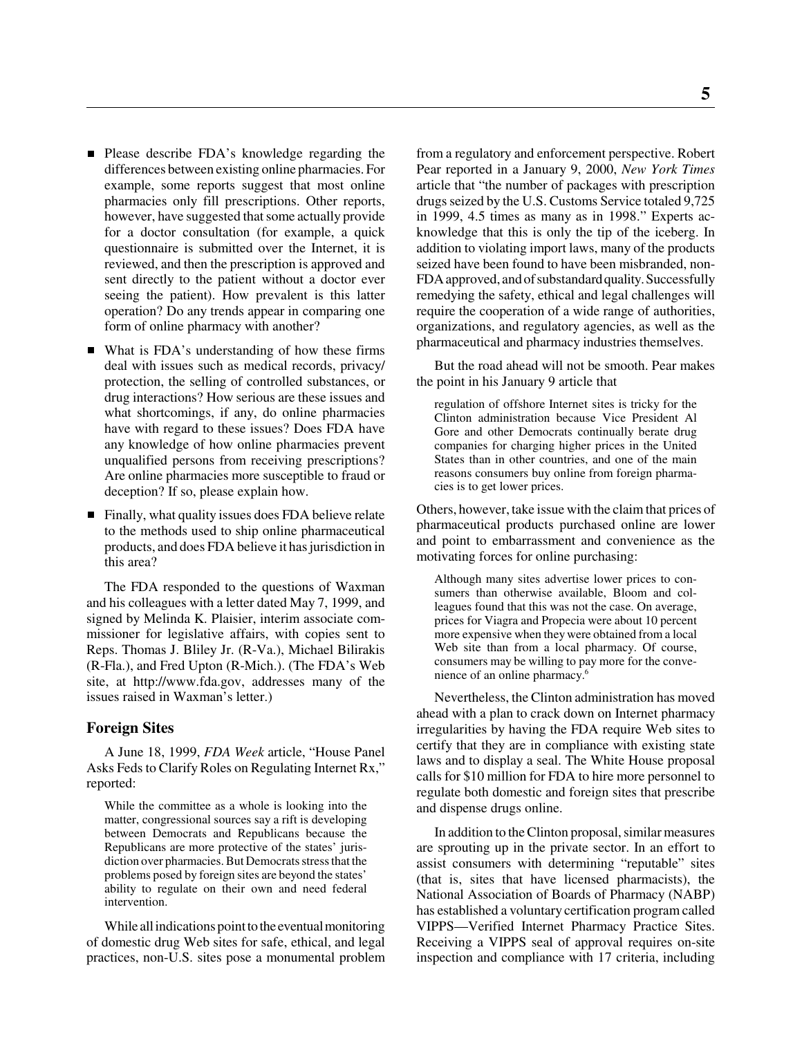- Please describe FDA's knowledge regarding the differences between existing online pharmacies. For example, some reports suggest that most online pharmacies only fill prescriptions. Other reports, however, have suggested that some actually provide for a doctor consultation (for example, a quick questionnaire is submitted over the Internet, it is reviewed, and then the prescription is approved and sent directly to the patient without a doctor ever seeing the patient). How prevalent is this latter operation? Do any trends appear in comparing one form of online pharmacy with another?

- What is FDA's understanding of how these firms deal with issues such as medical records, privacy/protection, the selling of controlled substances, or drug interactions? How serious are these issues and what shortcomings, if any, do online pharmacies have with regard to these issues? Does FDA have any knowledge of how online pharmacies prevent unqualified persons from receiving prescriptions? Are online pharmacies more susceptible to fraud or deception? If so, please explain how.

- Finally, what quality issues does FDA believe relate to the methods used to ship online pharmaceutical products, and does FDA believe it has jurisdiction in this area?

The FDA responded to the questions of Waxman and his colleagues with a letter dated May 7, 1999, and signed by Melinda K. Plaisier, interim associate commissioner for legislative affairs, with copies sent to Reps. Thomas J. Bliley Jr. (R-Va.), Michael Bilirakis (R-Fla.), and Fred Upton (R-Mich.). (The FDA's Web site, at http://www.fda.gov, addresses many of the issues raised in Waxman's letter.)

## Foreign Sites

A June 18, 1999, *FDA Week* article, "House Panel Asks Feds to Clarify Roles on Regulating Internet Rx," reported:

> While the committee as a whole is looking into the matter, congressional sources say a rift is developing between Democrats and Republicans because the Republicans are more protective of the states' jurisdiction over pharmacies. But Democrats stress that the problems posed by foreign sites are beyond the states' ability to regulate on their own and need federal intervention.

While all indications point to the eventual monitoring of domestic drug Web sites for safe, ethical, and legal practices, non-U.S. sites pose a monumental problem from a regulatory and enforcement perspective. Robert Pear reported in a January 9, 2000, *New York Times* article that "the number of packages with prescription drugs seized by the U.S. Customs Service totaled 9,725 in 1999, 4.5 times as many as in 1998." Experts acknowledge that this is only the tip of the iceberg. In addition to violating import laws, many of the products seized have been found to have been misbranded, non-FDA approved, and of substandard quality. Successfully remedying the safety, ethical and legal challenges will require the cooperation of a wide range of authorities, organizations, and regulatory agencies, as well as the pharmaceutical and pharmacy industries themselves.

But the road ahead will not be smooth. Pear makes the point in his January 9 article that

> regulation of offshore Internet sites is tricky for the Clinton administration because Vice President Al Gore and other Democrats continually berate drug companies for charging higher prices in the United States than in other countries, and one of the main reasons consumers buy online from foreign pharmacies is to get lower prices.

Others, however, take issue with the claim that prices of pharmaceutical products purchased online are lower and point to embarrassment and convenience as the motivating forces for online purchasing:

> Although many sites advertise lower prices to consumers than otherwise available, Bloom and colleagues found that this was not the case. On average, prices for Viagra and Propecia were about 10 percent more expensive when they were obtained from a local Web site than from a local pharmacy. Of course, consumers may be willing to pay more for the convenience of an online pharmacy.[6]

Nevertheless, the Clinton administration has moved ahead with a plan to crack down on Internet pharmacy irregularities by having the FDA require Web sites to certify that they are in compliance with existing state laws and to display a seal. The White House proposal calls for $10 million for FDA to hire more personnel to regulate both domestic and foreign sites that prescribe and dispense drugs online.

In addition to the Clinton proposal, similar measures are sprouting up in the private sector. In an effort to assist consumers with determining "reputable" sites (that is, sites that have licensed pharmacists), the National Association of Boards of Pharmacy (NABP) has established a voluntary certification program called VIPPS—Verified Internet Pharmacy Practice Sites. Receiving a VIPPS seal of approval requires on-site inspection and compliance with 17 criteria, including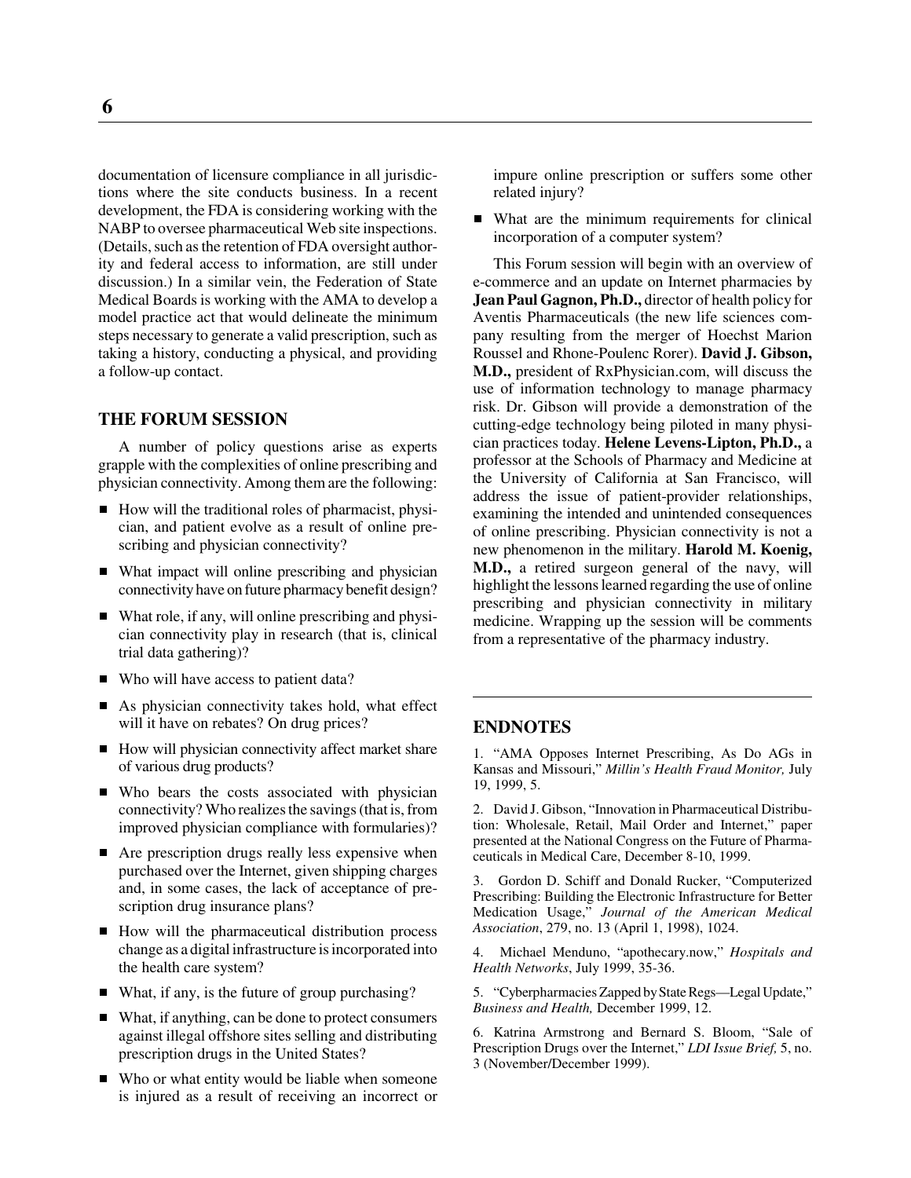documentation of licensure compliance in all jurisdictions where the site conducts business. In a recent development, the FDA is considering working with the NABP to oversee pharmaceutical Web site inspections. (Details, such as the retention of FDA oversight authority and federal access to information, are still under discussion.) In a similar vein, the Federation of State Medical Boards is working with the AMA to develop a model practice act that would delineate the minimum steps necessary to generate a valid prescription, such as taking a history, conducting a physical, and providing a follow-up contact.

## THE FORUM SESSION

A number of policy questions arise as experts grapple with the complexities of online prescribing and physician connectivity. Among them are the following:

- How will the traditional roles of pharmacist, physician, and patient evolve as a result of online prescribing and physician connectivity?
- What impact will online prescribing and physician connectivity have on future pharmacy benefit design?
- What role, if any, will online prescribing and physician connectivity play in research (that is, clinical trial data gathering)?
- Who will have access to patient data?
- As physician connectivity takes hold, what effect will it have on rebates? On drug prices?
- How will physician connectivity affect market share of various drug products?
- Who bears the costs associated with physician connectivity? Who realizes the savings (that is, from improved physician compliance with formularies)?
- Are prescription drugs really less expensive when purchased over the Internet, given shipping charges and, in some cases, the lack of acceptance of prescription drug insurance plans?
- How will the pharmaceutical distribution process change as a digital infrastructure is incorporated into the health care system?
- What, if any, is the future of group purchasing?
- What, if anything, can be done to protect consumers against illegal offshore sites selling and distributing prescription drugs in the United States?
- Who or what entity would be liable when someone is injured as a result of receiving an incorrect or impure online prescription or suffers some other related injury?
- What are the minimum requirements for clinical incorporation of a computer system?

This Forum session will begin with an overview of e-commerce and an update on Internet pharmacies by **Jean Paul Gagnon, Ph.D.,** director of health policy for Aventis Pharmaceuticals (the new life sciences company resulting from the merger of Hoechst Marion Roussel and Rhone-Poulenc Rorer). **David J. Gibson, M.D.,** president of RxPhysician.com, will discuss the use of information technology to manage pharmacy risk. Dr. Gibson will provide a demonstration of the cutting-edge technology being piloted in many physician practices today. **Helene Levens-Lipton, Ph.D.,** a professor at the Schools of Pharmacy and Medicine at the University of California at San Francisco, will address the issue of patient-provider relationships, examining the intended and unintended consequences of online prescribing. Physician connectivity is not a new phenomenon in the military. **Harold M. Koenig, M.D.,** a retired surgeon general of the navy, will highlight the lessons learned regarding the use of online prescribing and physician connectivity in military medicine. Wrapping up the session will be comments from a representative of the pharmacy industry.

## ENDNOTES

1. "AMA Opposes Internet Prescribing, As Do AGs in Kansas and Missouri," *Millin's Health Fraud Monitor,* July 19, 1999, 5.

2. David J. Gibson, "Innovation in Pharmaceutical Distribution: Wholesale, Retail, Mail Order and Internet," paper presented at the National Congress on the Future of Pharmaceuticals in Medical Care, December 8-10, 1999.

3. Gordon D. Schiff and Donald Rucker, "Computerized Prescribing: Building the Electronic Infrastructure for Better Medication Usage," *Journal of the American Medical Association*, 279, no. 13 (April 1, 1998), 1024.

4. Michael Menduno, "apothecary.now," *Hospitals and Health Networks*, July 1999, 35-36.

5. "Cyberpharmacies Zapped by State Regs—Legal Update," *Business and Health,* December 1999, 12.

6. Katrina Armstrong and Bernard S. Bloom, "Sale of Prescription Drugs over the Internet," *LDI Issue Brief,* 5, no. 3 (November/December 1999).